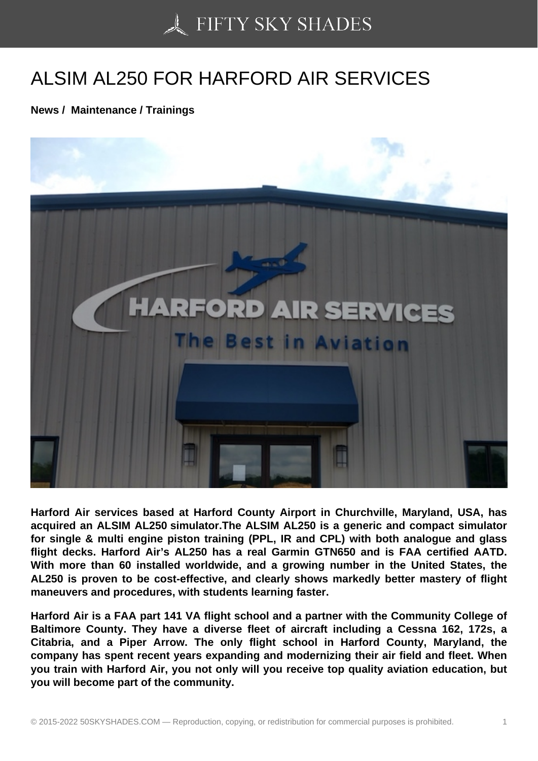# ALSIM AL250 FOR HARFORD AIR SERVICES

**News / Maintenance / Trainings**

**Harford Air services based at Harford County Airport in Churchville, Maryland, USA, has acquired an ALSIM AL250 simulator.The ALSIM AL250 is a generic and compact simulator for single & multi engine piston training (PPL, IR and CPL) with both analogue and glass flight decks. Harford Air's AL250 has a real Garmin GTN650 and is FAA certified AATD. With more than 60 installed worldwide, and a growing number in the United States, the AL250 is proven to be cost-effective, and clearly shows markedly better mastery of flight maneuvers and procedures, with students learning faster.**

**Harford Air is a FAA part 141 VA flight school and a partner with the Community College of Baltimore County. They have a diverse fleet of aircraft including a Cessna 162, 172s, a Citabria, and a Piper Arrow. The only flight school in Harford County, Maryland, the company has spent recent years expanding and modernizing their air field and fleet. When you train with Harford Air, you not only will you receive top quality aviation education, but you will become part of the community.**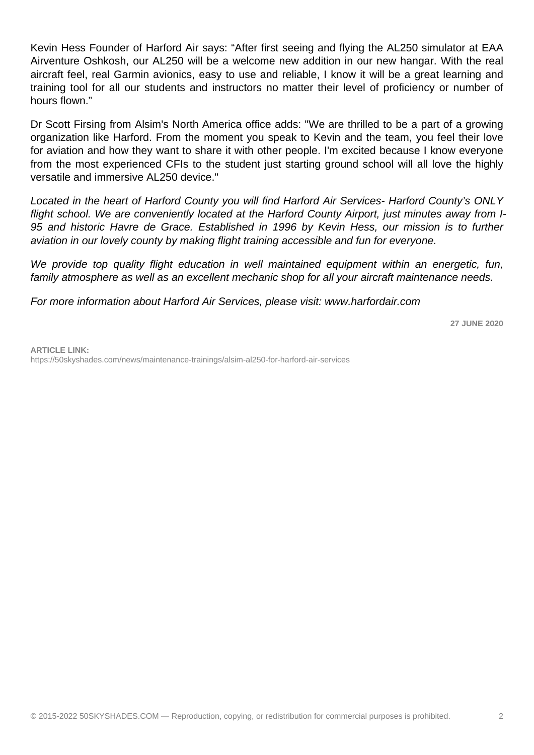Kevin Hess Founder of Harford Air says: “After first seeing and flying the AL250 simulator at EAA Airventure Oshkosh, our AL250 will be a welcome new addition in our new hangar. With the real aircraft feel, real Garmin avionics, easy to use and reliable, I know it will be a great learning and training tool for all our students and instructors no matter their level of proficiency or number of hours flown.”

Dr Scott Firsing from Alsim's North America office adds: "We are thrilled to be a part of a growing organization like Harford. From the moment you speak to Kevin and the team, you feel their love for aviation and how they want to share it with other people. I'm excited because I know everyone from the most experienced CFIs to the student just starting ground school will all love the highly versatile and immersive AL250 device."

*Located in the heart of Harford County you will find Harford Air Services- Harford County’s ONLY flight school. We are conveniently located at the Harford County Airport, just minutes away from I-95 and historic Havre de Grace. Established in 1996 by Kevin Hess, our mission is to further aviation in our lovely county by making flight training accessible and fun for everyone.*

*We provide top quality flight education in well maintained equipment within an energetic, fun, family atmosphere as well as an excellent mechanic shop for all your aircraft maintenance needs.*

*For more information about Harford Air Services, please visit: www.harfordair.com*

**27 JUNE 2020**

**ARTICLE LINK:**
https://50skyshades.com/news/maintenance-trainings/alsim-al250-for-harford-air-services